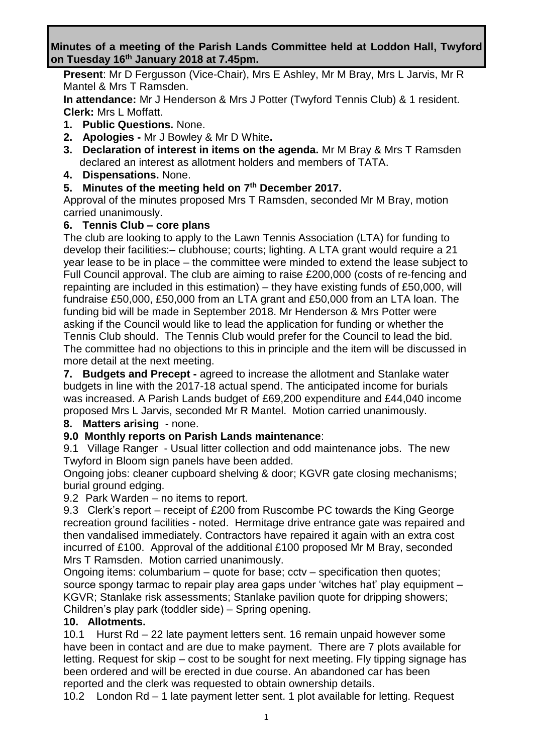**Minutes of a meeting of the Parish Lands Committee held at Loddon Hall, Twyford on Tuesday 16th January 2018 at 7.45pm.**

**Present**: Mr D Fergusson (Vice-Chair), Mrs E Ashley, Mr M Bray, Mrs L Jarvis, Mr R Mantel & Mrs T Ramsden.

**In attendance:** Mr J Henderson & Mrs J Potter (Twyford Tennis Club) & 1 resident.

**Clerk:** Mrs L Moffatt.

1. **Public Questions.** None.
2. **Apologies -** Mr J Bowley & Mr D White**.**
3. **Declaration of interest in items on the agenda.** Mr M Bray & Mrs T Ramsden declared an interest as allotment holders and members of TATA.
4. **Dispensations.** None.
5. **Minutes of the meeting held on 7th December 2017.**

Approval of the minutes proposed Mrs T Ramsden, seconded Mr M Bray, motion carried unanimously.

**6. Tennis Club – core plans**

The club are looking to apply to the Lawn Tennis Association (LTA) for funding to develop their facilities:– clubhouse; courts; lighting. A LTA grant would require a 21 year lease to be in place – the committee were minded to extend the lease subject to Full Council approval. The club are aiming to raise £200,000 (costs of re-fencing and repainting are included in this estimation) – they have existing funds of £50,000, will fundraise £50,000, £50,000 from an LTA grant and £50,000 from an LTA loan. The funding bid will be made in September 2018. Mr Henderson & Mrs Potter were asking if the Council would like to lead the application for funding or whether the Tennis Club should. The Tennis Club would prefer for the Council to lead the bid. The committee had no objections to this in principle and the item will be discussed in more detail at the next meeting.

**7. Budgets and Precept -** agreed to increase the allotment and Stanlake water budgets in line with the 2017-18 actual spend. The anticipated income for burials was increased. A Parish Lands budget of £69,200 expenditure and £44,040 income proposed Mrs L Jarvis, seconded Mr R Mantel. Motion carried unanimously.

**8. Matters arising** - none.

**9.0 Monthly reports on Parish Lands maintenance**:

9.1 Village Ranger - Usual litter collection and odd maintenance jobs. The new Twyford in Bloom sign panels have been added.

Ongoing jobs: cleaner cupboard shelving & door; KGVR gate closing mechanisms; burial ground edging.

9.2 Park Warden – no items to report.

9.3 Clerk's report – receipt of £200 from Ruscombe PC towards the King George recreation ground facilities - noted. Hermitage drive entrance gate was repaired and then vandalised immediately. Contractors have repaired it again with an extra cost incurred of £100. Approval of the additional £100 proposed Mr M Bray, seconded Mrs T Ramsden. Motion carried unanimously.

Ongoing items: columbarium – quote for base; cctv – specification then quotes; source spongy tarmac to repair play area gaps under 'witches hat' play equipment – KGVR; Stanlake risk assessments; Stanlake pavilion quote for dripping showers; Children's play park (toddler side) – Spring opening.

**10. Allotments.**

10.1 Hurst Rd – 22 late payment letters sent. 16 remain unpaid however some have been in contact and are due to make payment. There are 7 plots available for letting. Request for skip – cost to be sought for next meeting. Fly tipping signage has been ordered and will be erected in due course. An abandoned car has been reported and the clerk was requested to obtain ownership details.

10.2 London Rd – 1 late payment letter sent. 1 plot available for letting. Request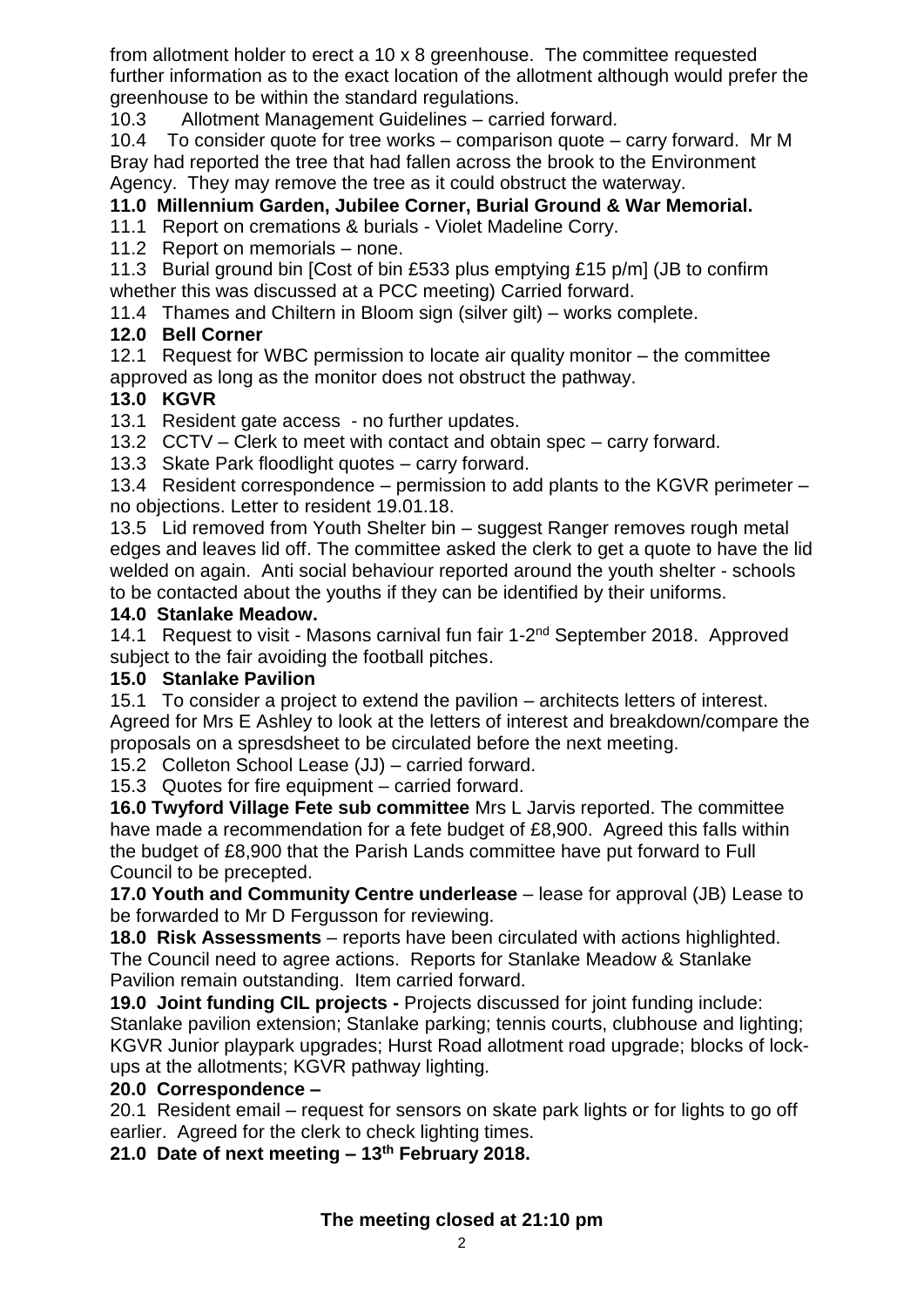from allotment holder to erect a 10 x 8 greenhouse. The committee requested further information as to the exact location of the allotment although would prefer the greenhouse to be within the standard regulations.

10.3 Allotment Management Guidelines – carried forward.

10.4 To consider quote for tree works – comparison quote – carry forward. Mr M Bray had reported the tree that had fallen across the brook to the Environment Agency. They may remove the tree as it could obstruct the waterway.

**11.0 Millennium Garden, Jubilee Corner, Burial Ground & War Memorial.**

11.1 Report on cremations & burials - Violet Madeline Corry.

11.2 Report on memorials – none.

11.3 Burial ground bin [Cost of bin £533 plus emptying £15 p/m] (JB to confirm whether this was discussed at a PCC meeting) Carried forward.

11.4 Thames and Chiltern in Bloom sign (silver gilt) – works complete.

**12.0 Bell Corner**

12.1 Request for WBC permission to locate air quality monitor – the committee approved as long as the monitor does not obstruct the pathway.

**13.0 KGVR**

13.1 Resident gate access - no further updates.

13.2 CCTV – Clerk to meet with contact and obtain spec – carry forward.

13.3 Skate Park floodlight quotes – carry forward.

13.4 Resident correspondence – permission to add plants to the KGVR perimeter – no objections. Letter to resident 19.01.18.

13.5 Lid removed from Youth Shelter bin – suggest Ranger removes rough metal edges and leaves lid off. The committee asked the clerk to get a quote to have the lid welded on again. Anti social behaviour reported around the youth shelter - schools to be contacted about the youths if they can be identified by their uniforms.

**14.0 Stanlake Meadow.**

14.1 Request to visit - Masons carnival fun fair 1-2nd September 2018. Approved subject to the fair avoiding the football pitches.

**15.0 Stanlake Pavilion**

15.1 To consider a project to extend the pavilion – architects letters of interest. Agreed for Mrs E Ashley to look at the letters of interest and breakdown/compare the proposals on a spresdsheet to be circulated before the next meeting.

15.2 Colleton School Lease (JJ) – carried forward.

15.3 Quotes for fire equipment – carried forward.

**16.0 Twyford Village Fete sub committee** Mrs L Jarvis reported. The committee have made a recommendation for a fete budget of £8,900. Agreed this falls within the budget of £8,900 that the Parish Lands committee have put forward to Full Council to be precepted.

**17.0 Youth and Community Centre underlease** – lease for approval (JB) Lease to be forwarded to Mr D Fergusson for reviewing.

**18.0 Risk Assessments** – reports have been circulated with actions highlighted. The Council need to agree actions. Reports for Stanlake Meadow & Stanlake Pavilion remain outstanding. Item carried forward.

**19.0 Joint funding CIL projects -** Projects discussed for joint funding include: Stanlake pavilion extension; Stanlake parking; tennis courts, clubhouse and lighting; KGVR Junior playpark upgrades; Hurst Road allotment road upgrade; blocks of lock-ups at the allotments; KGVR pathway lighting.

**20.0 Correspondence –**

20.1 Resident email – request for sensors on skate park lights or for lights to go off earlier. Agreed for the clerk to check lighting times.

**21.0 Date of next meeting – 13th February 2018.**

**The meeting closed at 21:10 pm**